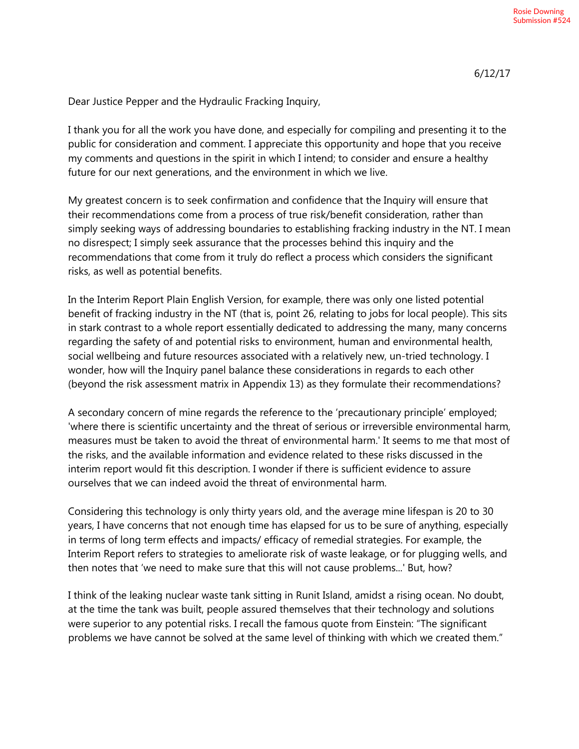Rosie Downing
Submission #524

6/12/17

Dear Justice Pepper and the Hydraulic Fracking Inquiry,

I thank you for all the work you have done, and especially for compiling and presenting it to the public for consideration and comment. I appreciate this opportunity and hope that you receive my comments and questions in the spirit in which I intend; to consider and ensure a healthy future for our next generations, and the environment in which we live.

My greatest concern is to seek confirmation and confidence that the Inquiry will ensure that their recommendations come from a process of true risk/benefit consideration, rather than simply seeking ways of addressing boundaries to establishing fracking industry in the NT. I mean no disrespect; I simply seek assurance that the processes behind this inquiry and the recommendations that come from it truly do reflect a process which considers the significant risks, as well as potential benefits.

In the Interim Report Plain English Version, for example, there was only one listed potential benefit of fracking industry in the NT (that is, point 26, relating to jobs for local people). This sits in stark contrast to a whole report essentially dedicated to addressing the many, many concerns regarding the safety of and potential risks to environment, human and environmental health, social wellbeing and future resources associated with a relatively new, un-tried technology. I wonder, how will the Inquiry panel balance these considerations in regards to each other (beyond the risk assessment matrix in Appendix 13) as they formulate their recommendations?

A secondary concern of mine regards the reference to the 'precautionary principle' employed; 'where there is scientific uncertainty and the threat of serious or irreversible environmental harm, measures must be taken to avoid the threat of environmental harm.' It seems to me that most of the risks, and the available information and evidence related to these risks discussed in the interim report would fit this description. I wonder if there is sufficient evidence to assure ourselves that we can indeed avoid the threat of environmental harm.

Considering this technology is only thirty years old, and the average mine lifespan is 20 to 30 years, I have concerns that not enough time has elapsed for us to be sure of anything, especially in terms of long term effects and impacts/ efficacy of remedial strategies. For example, the Interim Report refers to strategies to ameliorate risk of waste leakage, or for plugging wells, and then notes that 'we need to make sure that this will not cause problems...' But, how?

I think of the leaking nuclear waste tank sitting in Runit Island, amidst a rising ocean. No doubt, at the time the tank was built, people assured themselves that their technology and solutions were superior to any potential risks. I recall the famous quote from Einstein: "The significant problems we have cannot be solved at the same level of thinking with which we created them."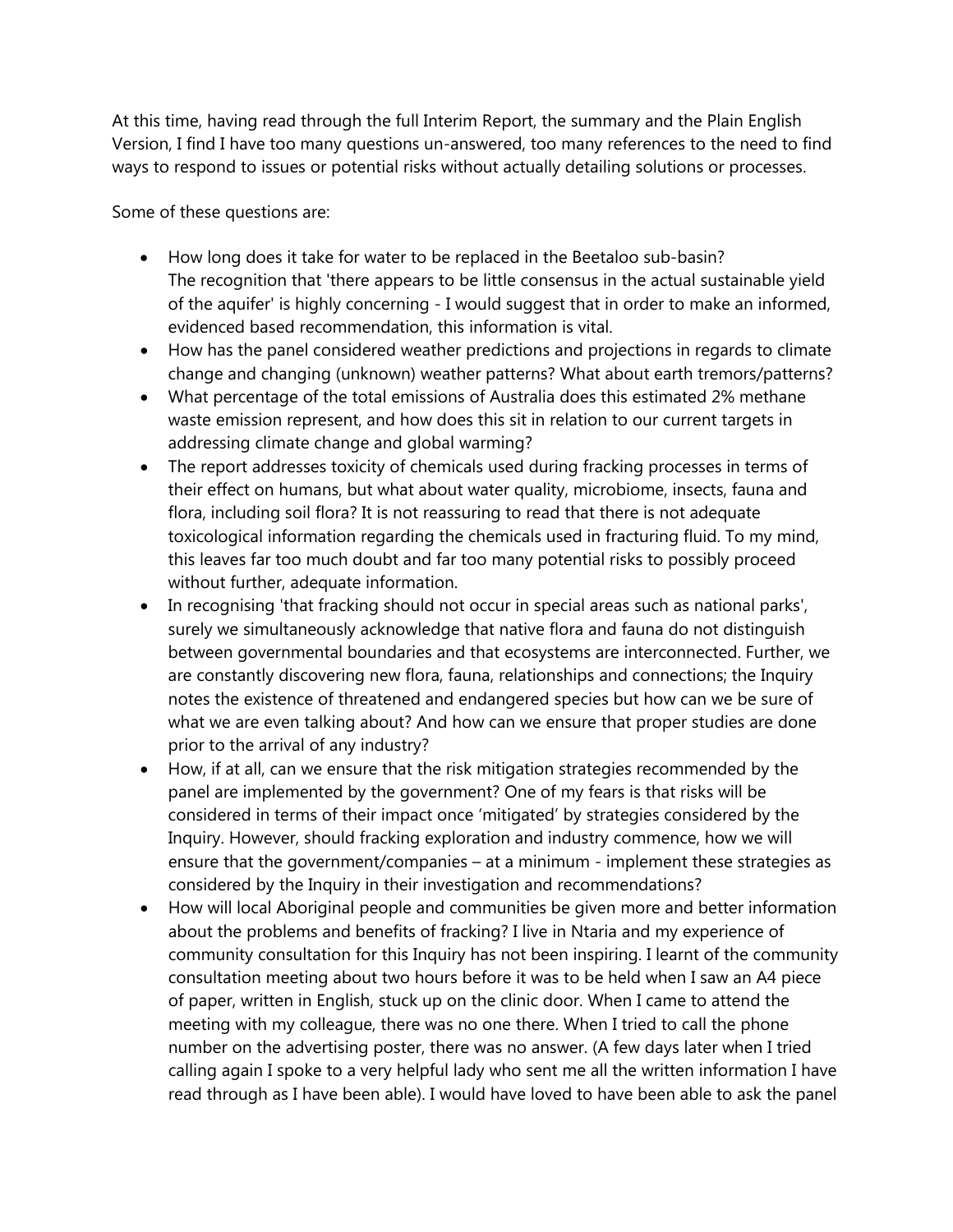At this time, having read through the full Interim Report, the summary and the Plain English Version, I find I have too many questions un-answered, too many references to the need to find ways to respond to issues or potential risks without actually detailing solutions or processes.

Some of these questions are:

- How long does it take for water to be replaced in the Beetaloo sub-basin?
  The recognition that 'there appears to be little consensus in the actual sustainable yield of the aquifer' is highly concerning - I would suggest that in order to make an informed, evidenced based recommendation, this information is vital.
- How has the panel considered weather predictions and projections in regards to climate change and changing (unknown) weather patterns? What about earth tremors/patterns?
- What percentage of the total emissions of Australia does this estimated 2% methane waste emission represent, and how does this sit in relation to our current targets in addressing climate change and global warming?
- The report addresses toxicity of chemicals used during fracking processes in terms of their effect on humans, but what about water quality, microbiome, insects, fauna and flora, including soil flora? It is not reassuring to read that there is not adequate toxicological information regarding the chemicals used in fracturing fluid. To my mind, this leaves far too much doubt and far too many potential risks to possibly proceed without further, adequate information.
- In recognising 'that fracking should not occur in special areas such as national parks', surely we simultaneously acknowledge that native flora and fauna do not distinguish between governmental boundaries and that ecosystems are interconnected. Further, we are constantly discovering new flora, fauna, relationships and connections; the Inquiry notes the existence of threatened and endangered species but how can we be sure of what we are even talking about? And how can we ensure that proper studies are done prior to the arrival of any industry?
- How, if at all, can we ensure that the risk mitigation strategies recommended by the panel are implemented by the government? One of my fears is that risks will be considered in terms of their impact once 'mitigated' by strategies considered by the Inquiry. However, should fracking exploration and industry commence, how we will ensure that the government/companies – at a minimum - implement these strategies as considered by the Inquiry in their investigation and recommendations?
- How will local Aboriginal people and communities be given more and better information about the problems and benefits of fracking? I live in Ntaria and my experience of community consultation for this Inquiry has not been inspiring. I learnt of the community consultation meeting about two hours before it was to be held when I saw an A4 piece of paper, written in English, stuck up on the clinic door. When I came to attend the meeting with my colleague, there was no one there. When I tried to call the phone number on the advertising poster, there was no answer. (A few days later when I tried calling again I spoke to a very helpful lady who sent me all the written information I have read through as I have been able). I would have loved to have been able to ask the panel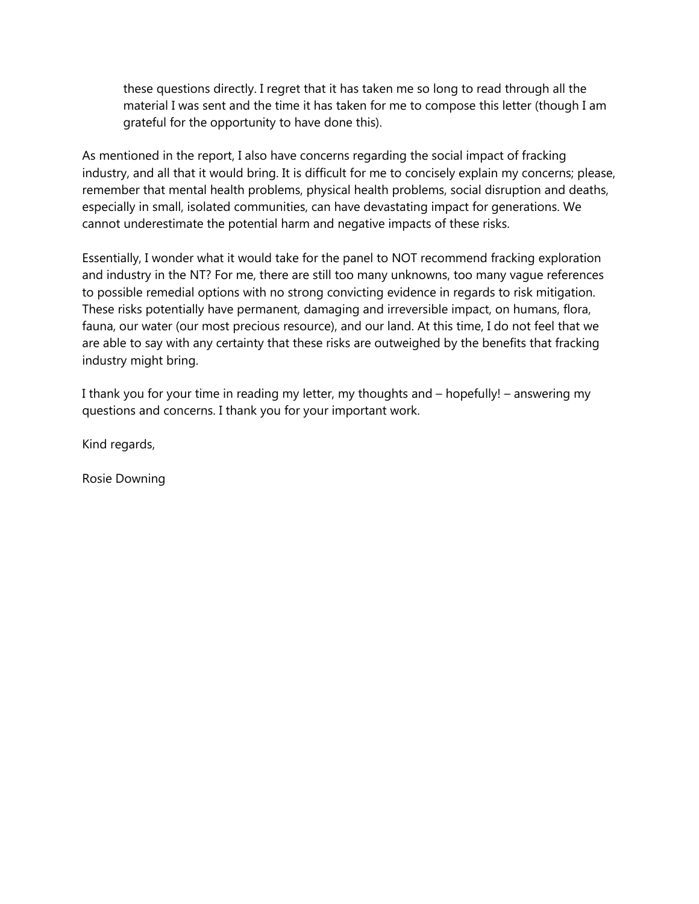> these questions directly. I regret that it has taken me so long to read through all the material I was sent and the time it has taken for me to compose this letter (though I am grateful for the opportunity to have done this).

As mentioned in the report, I also have concerns regarding the social impact of fracking industry, and all that it would bring. It is difficult for me to concisely explain my concerns; please, remember that mental health problems, physical health problems, social disruption and deaths, especially in small, isolated communities, can have devastating impact for generations. We cannot underestimate the potential harm and negative impacts of these risks.

Essentially, I wonder what it would take for the panel to NOT recommend fracking exploration and industry in the NT? For me, there are still too many unknowns, too many vague references to possible remedial options with no strong convicting evidence in regards to risk mitigation. These risks potentially have permanent, damaging and irreversible impact, on humans, flora, fauna, our water (our most precious resource), and our land. At this time, I do not feel that we are able to say with any certainty that these risks are outweighed by the benefits that fracking industry might bring.

I thank you for your time in reading my letter, my thoughts and – hopefully! – answering my questions and concerns. I thank you for your important work.

Kind regards,

Rosie Downing